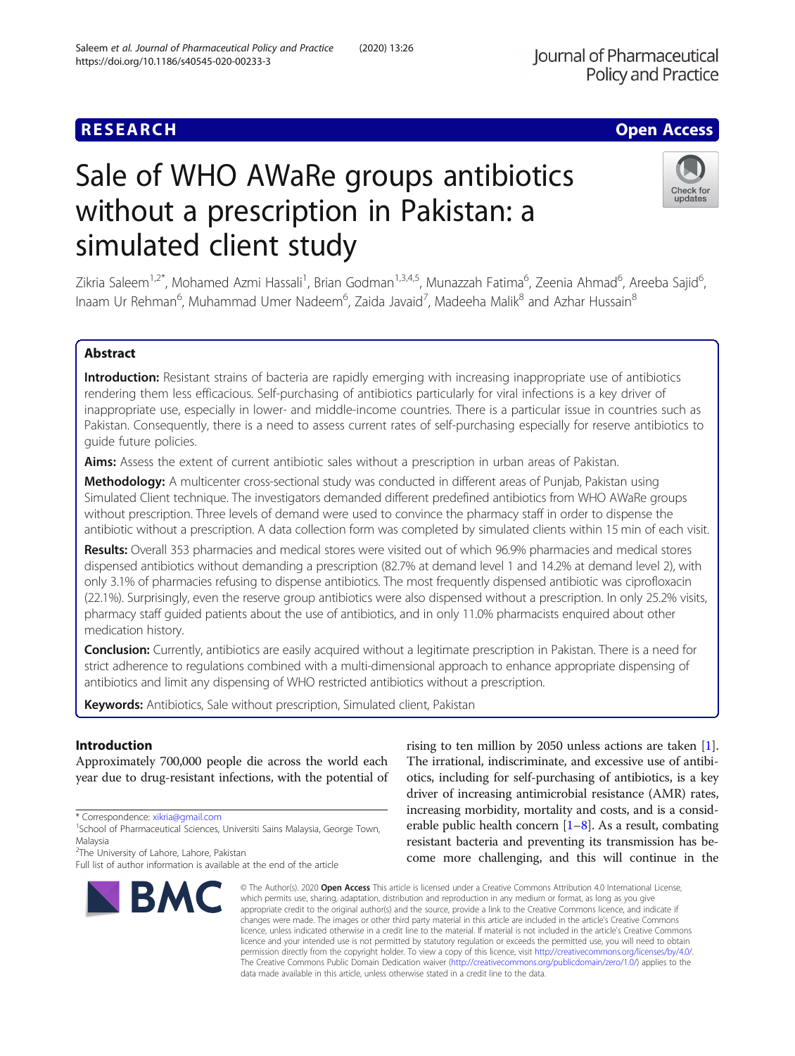**RESEARCH** **Open Access**

# Sale of WHO AWaRe groups antibiotics without a prescription in Pakistan: a simulated client study

Zikria Saleem[1,2*], Mohamed Azmi Hassali[1], Brian Godman[1,3,4,5], Munazzah Fatima[6], Zeenia Ahmad[6], Areeba Sajid[6], Inaam Ur Rehman[6], Muhammad Umer Nadeem[6], Zaida Javaid[7], Madeeha Malik[8] and Azhar Hussain[8]

## Abstract

**Introduction:** Resistant strains of bacteria are rapidly emerging with increasing inappropriate use of antibiotics rendering them less efficacious. Self-purchasing of antibiotics particularly for viral infections is a key driver of inappropriate use, especially in lower- and middle-income countries. There is a particular issue in countries such as Pakistan. Consequently, there is a need to assess current rates of self-purchasing especially for reserve antibiotics to guide future policies.

**Aims:** Assess the extent of current antibiotic sales without a prescription in urban areas of Pakistan.

**Methodology:** A multicenter cross-sectional study was conducted in different areas of Punjab, Pakistan using Simulated Client technique. The investigators demanded different predefined antibiotics from WHO AWaRe groups without prescription. Three levels of demand were used to convince the pharmacy staff in order to dispense the antibiotic without a prescription. A data collection form was completed by simulated clients within 15 min of each visit.

**Results:** Overall 353 pharmacies and medical stores were visited out of which 96.9% pharmacies and medical stores dispensed antibiotics without demanding a prescription (82.7% at demand level 1 and 14.2% at demand level 2), with only 3.1% of pharmacies refusing to dispense antibiotics. The most frequently dispensed antibiotic was ciprofloxacin (22.1%). Surprisingly, even the reserve group antibiotics were also dispensed without a prescription. In only 25.2% visits, pharmacy staff guided patients about the use of antibiotics, and in only 11.0% pharmacists enquired about other medication history.

**Conclusion:** Currently, antibiotics are easily acquired without a legitimate prescription in Pakistan. There is a need for strict adherence to regulations combined with a multi-dimensional approach to enhance appropriate dispensing of antibiotics and limit any dispensing of WHO restricted antibiotics without a prescription.

**Keywords:** Antibiotics, Sale without prescription, Simulated client, Pakistan

## Introduction

Approximately 700,000 people die across the world each year due to drug-resistant infections, with the potential of rising to ten million by 2050 unless actions are taken [1]. The irrational, indiscriminate, and excessive use of antibiotics, including for self-purchasing of antibiotics, is a key driver of increasing antimicrobial resistance (AMR) rates, increasing morbidity, mortality and costs, and is a considerable public health concern [1–8]. As a result, combating resistant bacteria and preventing its transmission has become more challenging, and this will continue in the

\* Correspondence: xikria@gmail.com
[1]School of Pharmaceutical Sciences, Universiti Sains Malaysia, George Town, Malaysia
[2]The University of Lahore, Lahore, Pakistan
Full list of author information is available at the end of the article

© The Author(s). 2020 **Open Access** This article is licensed under a Creative Commons Attribution 4.0 International License, which permits use, sharing, adaptation, distribution and reproduction in any medium or format, as long as you give appropriate credit to the original author(s) and the source, provide a link to the Creative Commons licence, and indicate if changes were made. The images or other third party material in this article are included in the article's Creative Commons licence, unless indicated otherwise in a credit line to the material. If material is not included in the article's Creative Commons licence and your intended use is not permitted by statutory regulation or exceeds the permitted use, you will need to obtain permission directly from the copyright holder. To view a copy of this licence, visit http://creativecommons.org/licenses/by/4.0/. The Creative Commons Public Domain Dedication waiver (http://creativecommons.org/publicdomain/zero/1.0/) applies to the data made available in this article, unless otherwise stated in a credit line to the data.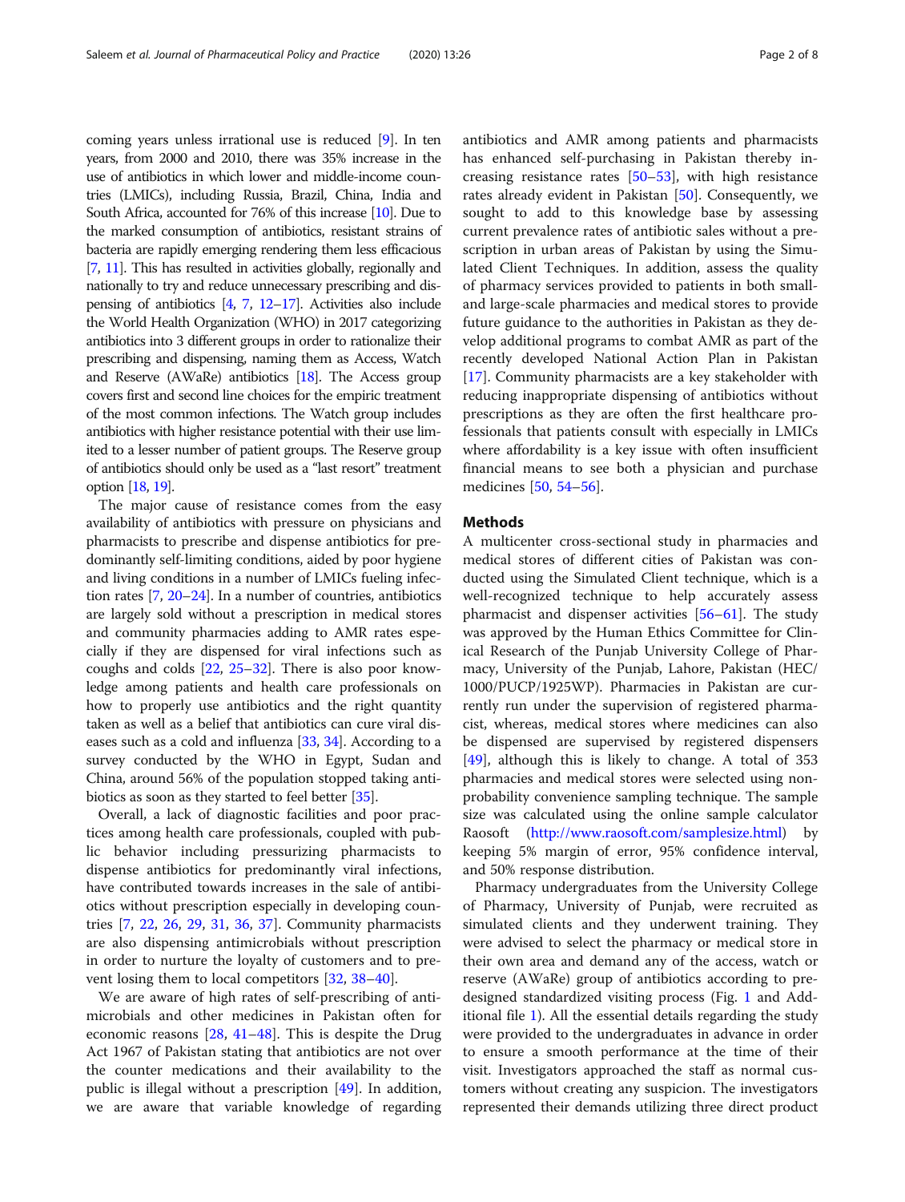coming years unless irrational use is reduced [9]. In ten years, from 2000 and 2010, there was 35% increase in the use of antibiotics in which lower and middle-income countries (LMICs), including Russia, Brazil, China, India and South Africa, accounted for 76% of this increase [10]. Due to the marked consumption of antibiotics, resistant strains of bacteria are rapidly emerging rendering them less efficacious [7, 11]. This has resulted in activities globally, regionally and nationally to try and reduce unnecessary prescribing and dispensing of antibiotics [4, 7, 12–17]. Activities also include the World Health Organization (WHO) in 2017 categorizing antibiotics into 3 different groups in order to rationalize their prescribing and dispensing, naming them as Access, Watch and Reserve (AWaRe) antibiotics [18]. The Access group covers first and second line choices for the empiric treatment of the most common infections. The Watch group includes antibiotics with higher resistance potential with their use limited to a lesser number of patient groups. The Reserve group of antibiotics should only be used as a "last resort" treatment option [18, 19].

The major cause of resistance comes from the easy availability of antibiotics with pressure on physicians and pharmacists to prescribe and dispense antibiotics for predominantly self-limiting conditions, aided by poor hygiene and living conditions in a number of LMICs fueling infection rates [7, 20–24]. In a number of countries, antibiotics are largely sold without a prescription in medical stores and community pharmacies adding to AMR rates especially if they are dispensed for viral infections such as coughs and colds [22, 25–32]. There is also poor knowledge among patients and health care professionals on how to properly use antibiotics and the right quantity taken as well as a belief that antibiotics can cure viral diseases such as a cold and influenza [33, 34]. According to a survey conducted by the WHO in Egypt, Sudan and China, around 56% of the population stopped taking antibiotics as soon as they started to feel better [35].

Overall, a lack of diagnostic facilities and poor practices among health care professionals, coupled with public behavior including pressurizing pharmacists to dispense antibiotics for predominantly viral infections, have contributed towards increases in the sale of antibiotics without prescription especially in developing countries [7, 22, 26, 29, 31, 36, 37]. Community pharmacists are also dispensing antimicrobials without prescription in order to nurture the loyalty of customers and to prevent losing them to local competitors [32, 38–40].

We are aware of high rates of self-prescribing of antimicrobials and other medicines in Pakistan often for economic reasons [28, 41–48]. This is despite the Drug Act 1967 of Pakistan stating that antibiotics are not over the counter medications and their availability to the public is illegal without a prescription [49]. In addition, we are aware that variable knowledge of regarding antibiotics and AMR among patients and pharmacists has enhanced self-purchasing in Pakistan thereby increasing resistance rates [50–53], with high resistance rates already evident in Pakistan [50]. Consequently, we sought to add to this knowledge base by assessing current prevalence rates of antibiotic sales without a prescription in urban areas of Pakistan by using the Simulated Client Techniques. In addition, assess the quality of pharmacy services provided to patients in both small- and large-scale pharmacies and medical stores to provide future guidance to the authorities in Pakistan as they develop additional programs to combat AMR as part of the recently developed National Action Plan in Pakistan [17]. Community pharmacists are a key stakeholder with reducing inappropriate dispensing of antibiotics without prescriptions as they are often the first healthcare professionals that patients consult with especially in LMICs where affordability is a key issue with often insufficient financial means to see both a physician and purchase medicines [50, 54–56].

## Methods

A multicenter cross-sectional study in pharmacies and medical stores of different cities of Pakistan was conducted using the Simulated Client technique, which is a well-recognized technique to help accurately assess pharmacist and dispenser activities [56–61]. The study was approved by the Human Ethics Committee for Clinical Research of the Punjab University College of Pharmacy, University of the Punjab, Lahore, Pakistan (HEC/1000/PUCP/1925WP). Pharmacies in Pakistan are currently run under the supervision of registered pharmacist, whereas, medical stores where medicines can also be dispensed are supervised by registered dispensers [49], although this is likely to change. A total of 353 pharmacies and medical stores were selected using non-probability convenience sampling technique. The sample size was calculated using the online sample calculator Raosoft (http://www.raosoft.com/samplesize.html) by keeping 5% margin of error, 95% confidence interval, and 50% response distribution.

Pharmacy undergraduates from the University College of Pharmacy, University of Punjab, were recruited as simulated clients and they underwent training. They were advised to select the pharmacy or medical store in their own area and demand any of the access, watch or reserve (AWaRe) group of antibiotics according to predesigned standardized visiting process (Fig. 1 and Additional file 1). All the essential details regarding the study were provided to the undergraduates in advance in order to ensure a smooth performance at the time of their visit. Investigators approached the staff as normal customers without creating any suspicion. The investigators represented their demands utilizing three direct product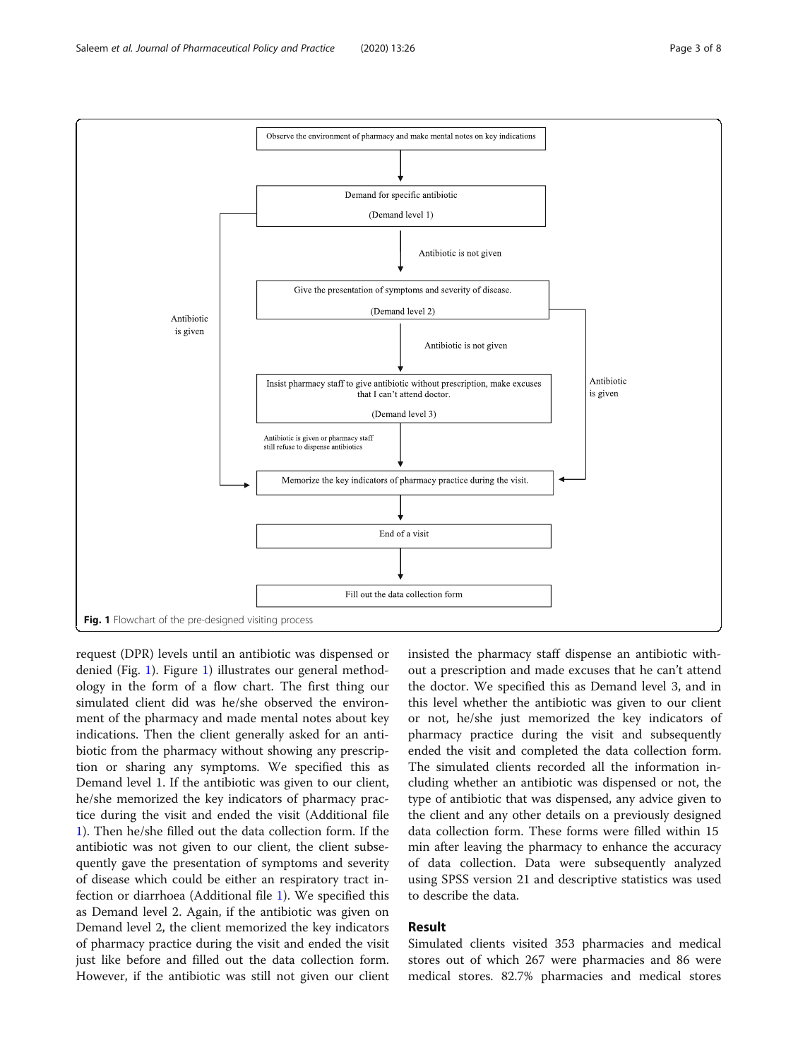Observe the environment of pharmacy and make mental notes on key indications

Demand for specific antibiotic (Demand level 1)

Antibiotic is not given

Give the presentation of symptoms and severity of disease. (Demand level 2)

Antibiotic is not given

Insist pharmacy staff to give antibiotic without prescription, make excuses that I can't attend doctor. (Demand level 3)

Antibiotic is given or pharmacy staff still refuse to dispense antibiotics

Antibiotic is given

Antibiotic is given

Memorize the key indicators of pharmacy practice during the visit.

End of a visit

Fill out the data collection form

**Fig. 1** Flowchart of the pre-designed visiting process

request (DPR) levels until an antibiotic was dispensed or denied (Fig. 1). Figure 1) illustrates our general methodology in the form of a flow chart. The first thing our simulated client did was he/she observed the environment of the pharmacy and made mental notes about key indications. Then the client generally asked for an antibiotic from the pharmacy without showing any prescription or sharing any symptoms. We specified this as Demand level 1. If the antibiotic was given to our client, he/she memorized the key indicators of pharmacy practice during the visit and ended the visit (Additional file 1). Then he/she filled out the data collection form. If the antibiotic was not given to our client, the client subsequently gave the presentation of symptoms and severity of disease which could be either an respiratory tract infection or diarrhoea (Additional file 1). We specified this as Demand level 2. Again, if the antibiotic was given on Demand level 2, the client memorized the key indicators of pharmacy practice during the visit and ended the visit just like before and filled out the data collection form. However, if the antibiotic was still not given our client insisted the pharmacy staff dispense an antibiotic without a prescription and made excuses that he can't attend the doctor. We specified this as Demand level 3, and in this level whether the antibiotic was given to our client or not, he/she just memorized the key indicators of pharmacy practice during the visit and subsequently ended the visit and completed the data collection form. The simulated clients recorded all the information including whether an antibiotic was dispensed or not, the type of antibiotic that was dispensed, any advice given to the client and any other details on a previously designed data collection form. These forms were filled within 15 min after leaving the pharmacy to enhance the accuracy of data collection. Data were subsequently analyzed using SPSS version 21 and descriptive statistics was used to describe the data.

## Result

Simulated clients visited 353 pharmacies and medical stores out of which 267 were pharmacies and 86 were medical stores. 82.7% pharmacies and medical stores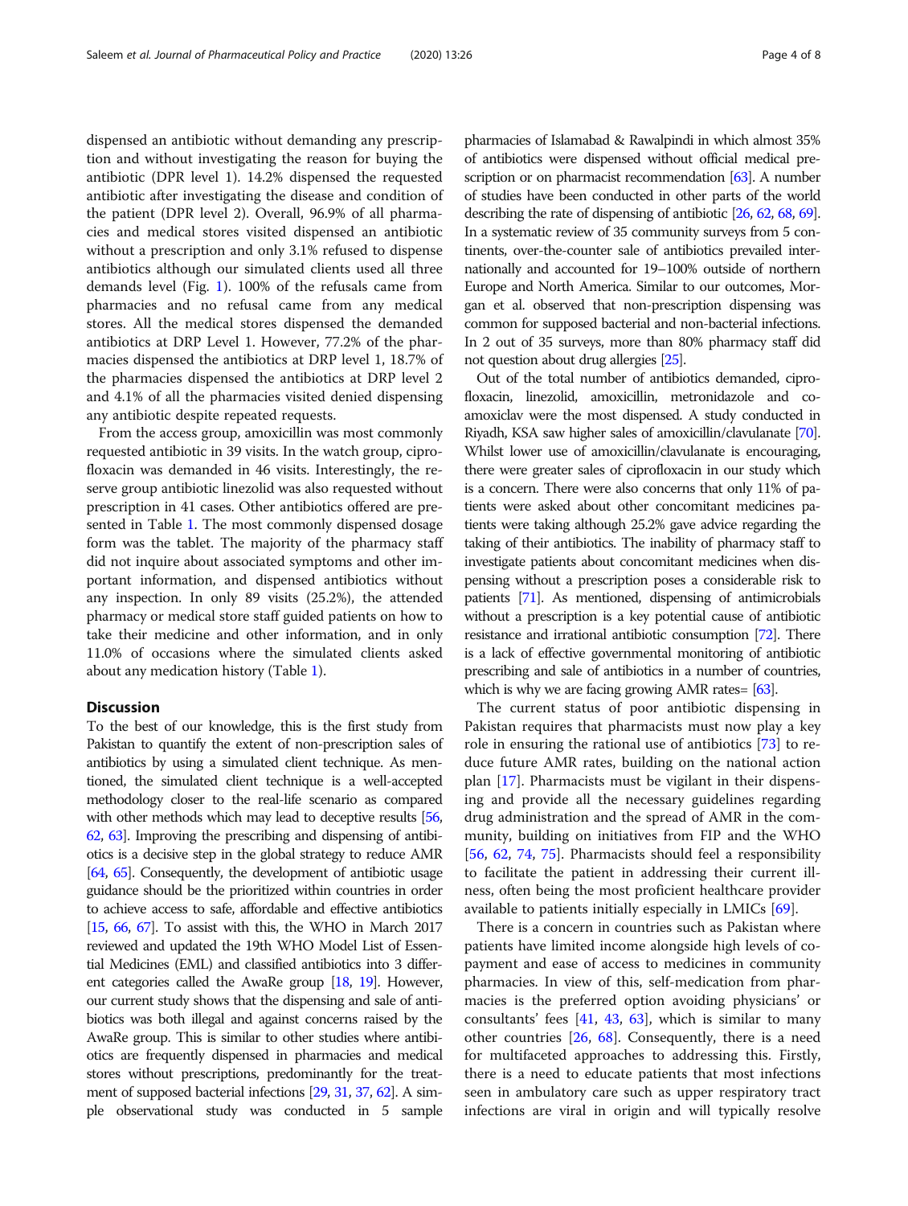dispensed an antibiotic without demanding any prescription and without investigating the reason for buying the antibiotic (DPR level 1). 14.2% dispensed the requested antibiotic after investigating the disease and condition of the patient (DPR level 2). Overall, 96.9% of all pharmacies and medical stores visited dispensed an antibiotic without a prescription and only 3.1% refused to dispense antibiotics although our simulated clients used all three demands level (Fig. 1). 100% of the refusals came from pharmacies and no refusal came from any medical stores. All the medical stores dispensed the demanded antibiotics at DRP Level 1. However, 77.2% of the pharmacies dispensed the antibiotics at DRP level 1, 18.7% of the pharmacies dispensed the antibiotics at DRP level 2 and 4.1% of all the pharmacies visited denied dispensing any antibiotic despite repeated requests.

From the access group, amoxicillin was most commonly requested antibiotic in 39 visits. In the watch group, ciprofloxacin was demanded in 46 visits. Interestingly, the reserve group antibiotic linezolid was also requested without prescription in 41 cases. Other antibiotics offered are presented in Table 1. The most commonly dispensed dosage form was the tablet. The majority of the pharmacy staff did not inquire about associated symptoms and other important information, and dispensed antibiotics without any inspection. In only 89 visits (25.2%), the attended pharmacy or medical store staff guided patients on how to take their medicine and other information, and in only 11.0% of occasions where the simulated clients asked about any medication history (Table 1).

## Discussion

To the best of our knowledge, this is the first study from Pakistan to quantify the extent of non-prescription sales of antibiotics by using a simulated client technique. As mentioned, the simulated client technique is a well-accepted methodology closer to the real-life scenario as compared with other methods which may lead to deceptive results [56, 62, 63]. Improving the prescribing and dispensing of antibiotics is a decisive step in the global strategy to reduce AMR [64, 65]. Consequently, the development of antibiotic usage guidance should be the prioritized within countries in order to achieve access to safe, affordable and effective antibiotics [15, 66, 67]. To assist with this, the WHO in March 2017 reviewed and updated the 19th WHO Model List of Essential Medicines (EML) and classified antibiotics into 3 different categories called the AwaRe group [18, 19]. However, our current study shows that the dispensing and sale of antibiotics was both illegal and against concerns raised by the AwaRe group. This is similar to other studies where antibiotics are frequently dispensed in pharmacies and medical stores without prescriptions, predominantly for the treatment of supposed bacterial infections [29, 31, 37, 62]. A simple observational study was conducted in 5 sample pharmacies of Islamabad & Rawalpindi in which almost 35% of antibiotics were dispensed without official medical prescription or on pharmacist recommendation [63]. A number of studies have been conducted in other parts of the world describing the rate of dispensing of antibiotic [26, 62, 68, 69]. In a systematic review of 35 community surveys from 5 continents, over-the-counter sale of antibiotics prevailed internationally and accounted for 19–100% outside of northern Europe and North America. Similar to our outcomes, Morgan et al. observed that non-prescription dispensing was common for supposed bacterial and non-bacterial infections. In 2 out of 35 surveys, more than 80% pharmacy staff did not question about drug allergies [25].

Out of the total number of antibiotics demanded, ciprofloxacin, linezolid, amoxicillin, metronidazole and co-amoxiclav were the most dispensed. A study conducted in Riyadh, KSA saw higher sales of amoxicillin/clavulanate [70]. Whilst lower use of amoxicillin/clavulanate is encouraging, there were greater sales of ciprofloxacin in our study which is a concern. There were also concerns that only 11% of patients were asked about other concomitant medicines patients were taking although 25.2% gave advice regarding the taking of their antibiotics. The inability of pharmacy staff to investigate patients about concomitant medicines when dispensing without a prescription poses a considerable risk to patients [71]. As mentioned, dispensing of antimicrobials without a prescription is a key potential cause of antibiotic resistance and irrational antibiotic consumption [72]. There is a lack of effective governmental monitoring of antibiotic prescribing and sale of antibiotics in a number of countries, which is why we are facing growing AMR rates= [63].

The current status of poor antibiotic dispensing in Pakistan requires that pharmacists must now play a key role in ensuring the rational use of antibiotics [73] to reduce future AMR rates, building on the national action plan [17]. Pharmacists must be vigilant in their dispensing and provide all the necessary guidelines regarding drug administration and the spread of AMR in the community, building on initiatives from FIP and the WHO [56, 62, 74, 75]. Pharmacists should feel a responsibility to facilitate the patient in addressing their current illness, often being the most proficient healthcare provider available to patients initially especially in LMICs [69].

There is a concern in countries such as Pakistan where patients have limited income alongside high levels of co-payment and ease of access to medicines in community pharmacies. In view of this, self-medication from pharmacies is the preferred option avoiding physicians' or consultants' fees [41, 43, 63], which is similar to many other countries [26, 68]. Consequently, there is a need for multifaceted approaches to addressing this. Firstly, there is a need to educate patients that most infections seen in ambulatory care such as upper respiratory tract infections are viral in origin and will typically resolve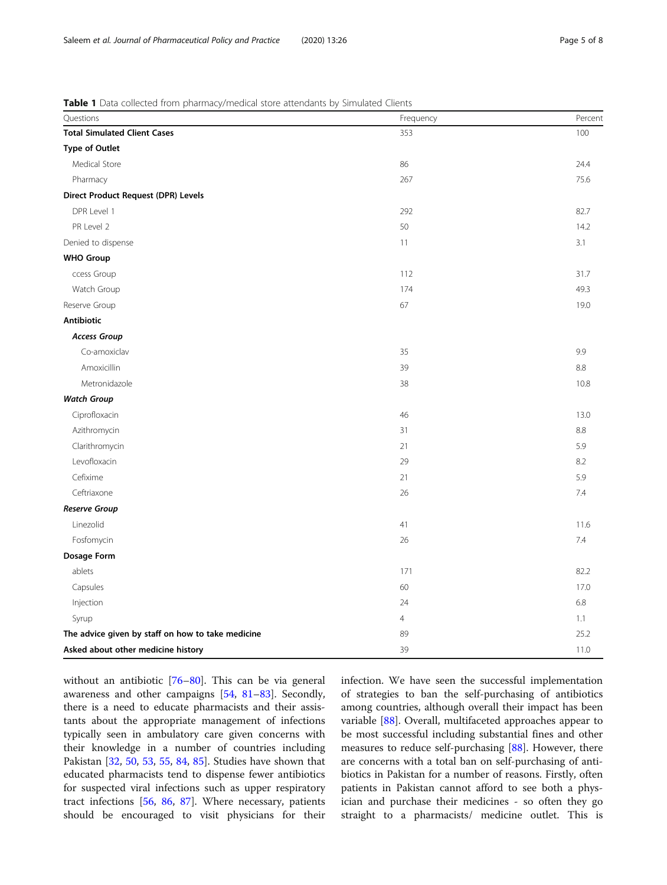**Table 1** Data collected from pharmacy/medical store attendants by Simulated Clients

| Questions | Frequency | Percent |
|---|---|---|
| **Total Simulated Client Cases** | 353 | 100 |
| **Type of Outlet** | | |
| Medical Store | 86 | 24.4 |
| Pharmacy | 267 | 75.6 |
| **Direct Product Request (DPR) Levels** | | |
| DPR Level 1 | 292 | 82.7 |
| PR Level 2 | 50 | 14.2 |
| Denied to dispense | 11 | 3.1 |
| **WHO Group** | | |
| ccess Group | 112 | 31.7 |
| Watch Group | 174 | 49.3 |
| Reserve Group | 67 | 19.0 |
| **Antibiotic** | | |
| ***Access Group*** | | |
| Co-amoxiclav | 35 | 9.9 |
| Amoxicillin | 39 | 8.8 |
| Metronidazole | 38 | 10.8 |
| ***Watch Group*** | | |
| Ciprofloxacin | 46 | 13.0 |
| Azithromycin | 31 | 8.8 |
| Clarithromycin | 21 | 5.9 |
| Levofloxacin | 29 | 8.2 |
| Cefixime | 21 | 5.9 |
| Ceftriaxone | 26 | 7.4 |
| ***Reserve Group*** | | |
| Linezolid | 41 | 11.6 |
| Fosfomycin | 26 | 7.4 |
| **Dosage Form** | | |
| ablets | 171 | 82.2 |
| Capsules | 60 | 17.0 |
| Injection | 24 | 6.8 |
| Syrup | 4 | 1.1 |
| **The advice given by staff on how to take medicine** | 89 | 25.2 |
| **Asked about other medicine history** | 39 | 11.0 |

without an antibiotic [76–80]. This can be via general awareness and other campaigns [54, 81–83]. Secondly, there is a need to educate pharmacists and their assistants about the appropriate management of infections typically seen in ambulatory care given concerns with their knowledge in a number of countries including Pakistan [32, 50, 53, 55, 84, 85]. Studies have shown that educated pharmacists tend to dispense fewer antibiotics for suspected viral infections such as upper respiratory tract infections [56, 86, 87]. Where necessary, patients should be encouraged to visit physicians for their infection. We have seen the successful implementation of strategies to ban the self-purchasing of antibiotics among countries, although overall their impact has been variable [88]. Overall, multifaceted approaches appear to be most successful including substantial fines and other measures to reduce self-purchasing [88]. However, there are concerns with a total ban on self-purchasing of antibiotics in Pakistan for a number of reasons. Firstly, often patients in Pakistan cannot afford to see both a physician and purchase their medicines - so often they go straight to a pharmacists/ medicine outlet. This is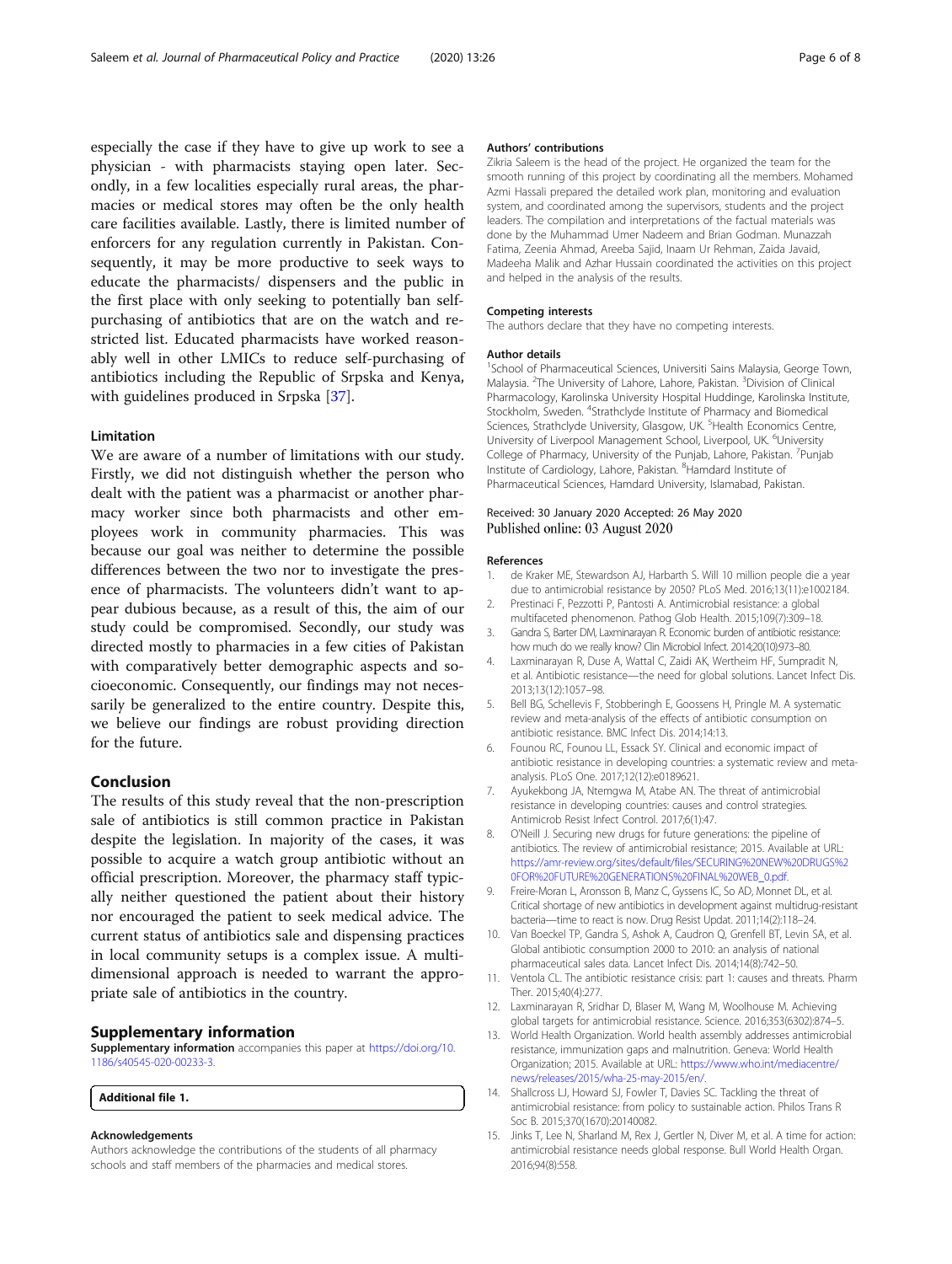especially the case if they have to give up work to see a physician - with pharmacists staying open later. Secondly, in a few localities especially rural areas, the pharmacies or medical stores may often be the only health care facilities available. Lastly, there is limited number of enforcers for any regulation currently in Pakistan. Consequently, it may be more productive to seek ways to educate the pharmacists/ dispensers and the public in the first place with only seeking to potentially ban self-purchasing of antibiotics that are on the watch and restricted list. Educated pharmacists have worked reasonably well in other LMICs to reduce self-purchasing of antibiotics including the Republic of Srpska and Kenya, with guidelines produced in Srpska [37].

### Limitation

We are aware of a number of limitations with our study. Firstly, we did not distinguish whether the person who dealt with the patient was a pharmacist or another pharmacy worker since both pharmacists and other employees work in community pharmacies. This was because our goal was neither to determine the possible differences between the two nor to investigate the presence of pharmacists. The volunteers didn't want to appear dubious because, as a result of this, the aim of our study could be compromised. Secondly, our study was directed mostly to pharmacies in a few cities of Pakistan with comparatively better demographic aspects and socioeconomic. Consequently, our findings may not necessarily be generalized to the entire country. Despite this, we believe our findings are robust providing direction for the future.

## Conclusion

The results of this study reveal that the non-prescription sale of antibiotics is still common practice in Pakistan despite the legislation. In majority of the cases, it was possible to acquire a watch group antibiotic without an official prescription. Moreover, the pharmacy staff typically neither questioned the patient about their history nor encouraged the patient to seek medical advice. The current status of antibiotics sale and dispensing practices in local community setups is a complex issue. A multi-dimensional approach is needed to warrant the appropriate sale of antibiotics in the country.

## Supplementary information

**Supplementary information** accompanies this paper at https://doi.org/10.1186/s40545-020-00233-3.

**Additional file 1.**

#### Acknowledgements

Authors acknowledge the contributions of the students of all pharmacy schools and staff members of the pharmacies and medical stores.

#### Authors' contributions

Zikria Saleem is the head of the project. He organized the team for the smooth running of this project by coordinating all the members. Mohamed Azmi Hassali prepared the detailed work plan, monitoring and evaluation system, and coordinated among the supervisors, students and the project leaders. The compilation and interpretations of the factual materials was done by the Muhammad Umer Nadeem and Brian Godman. Munazzah Fatima, Zeenia Ahmad, Areeba Sajid, Inaam Ur Rehman, Zaida Javaid, Madeeha Malik and Azhar Hussain coordinated the activities on this project and helped in the analysis of the results.

#### Competing interests

The authors declare that they have no competing interests.

#### Author details

[1]School of Pharmaceutical Sciences, Universiti Sains Malaysia, George Town, Malaysia. [2]The University of Lahore, Lahore, Pakistan. [3]Division of Clinical Pharmacology, Karolinska University Hospital Huddinge, Karolinska Institute, Stockholm, Sweden. [4]Strathclyde Institute of Pharmacy and Biomedical Sciences, Strathclyde University, Glasgow, UK. [5]Health Economics Centre, University of Liverpool Management School, Liverpool, UK. [6]University College of Pharmacy, University of the Punjab, Lahore, Pakistan. [7]Punjab Institute of Cardiology, Lahore, Pakistan. [8]Hamdard Institute of Pharmaceutical Sciences, Hamdard University, Islamabad, Pakistan.

Received: 30 January 2020 Accepted: 26 May 2020
Published online: 03 August 2020

#### References

1. de Kraker ME, Stewardson AJ, Harbarth S. Will 10 million people die a year due to antimicrobial resistance by 2050? PLoS Med. 2016;13(11):e1002184.
2. Prestinaci F, Pezzotti P, Pantosti A. Antimicrobial resistance: a global multifaceted phenomenon. Pathog Glob Health. 2015;109(7):309–18.
3. Gandra S, Barter DM, Laxminarayan R. Economic burden of antibiotic resistance: how much do we really know? Clin Microbiol Infect. 2014;20(10):973–80.
4. Laxminarayan R, Duse A, Wattal C, Zaidi AK, Wertheim HF, Sumpradit N, et al. Antibiotic resistance—the need for global solutions. Lancet Infect Dis. 2013;13(12):1057–98.
5. Bell BG, Schellevis F, Stobberingh E, Goossens H, Pringle M. A systematic review and meta-analysis of the effects of antibiotic consumption on antibiotic resistance. BMC Infect Dis. 2014;14:13.
6. Founou RC, Founou LL, Essack SY. Clinical and economic impact of antibiotic resistance in developing countries: a systematic review and meta-analysis. PLoS One. 2017;12(12):e0189621.
7. Ayukekbong JA, Ntemgwa M, Atabe AN. The threat of antimicrobial resistance in developing countries: causes and control strategies. Antimicrob Resist Infect Control. 2017;6(1):47.
8. O'Neill J. Securing new drugs for future generations: the pipeline of antibiotics. The review of antimicrobial resistance; 2015. Available at URL: https://amr-review.org/sites/default/files/SECURING%20NEW%20DRUGS%20FOR%20FUTURE%20GENERATIONS%20FINAL%20WEB_0.pdf.
9. Freire-Moran L, Aronsson B, Manz C, Gyssens IC, So AD, Monnet DL, et al. Critical shortage of new antibiotics in development against multidrug-resistant bacteria—time to react is now. Drug Resist Updat. 2011;14(2):118–24.
10. Van Boeckel TP, Gandra S, Ashok A, Caudron Q, Grenfell BT, Levin SA, et al. Global antibiotic consumption 2000 to 2010: an analysis of national pharmaceutical sales data. Lancet Infect Dis. 2014;14(8):742–50.
11. Ventola CL. The antibiotic resistance crisis: part 1: causes and threats. Pharm Ther. 2015;40(4):277.
12. Laxminarayan R, Sridhar D, Blaser M, Wang M, Woolhouse M. Achieving global targets for antimicrobial resistance. Science. 2016;353(6302):874–5.
13. World Health Organization. World health assembly addresses antimicrobial resistance, immunization gaps and malnutrition. Geneva: World Health Organization; 2015. Available at URL: https://www.who.int/mediacentre/news/releases/2015/wha-25-may-2015/en/.
14. Shallcross LJ, Howard SJ, Fowler T, Davies SC. Tackling the threat of antimicrobial resistance: from policy to sustainable action. Philos Trans R Soc B. 2015;370(1670):20140082.
15. Jinks T, Lee N, Sharland M, Rex J, Gertler N, Diver M, et al. A time for action: antimicrobial resistance needs global response. Bull World Health Organ. 2016;94(8):558.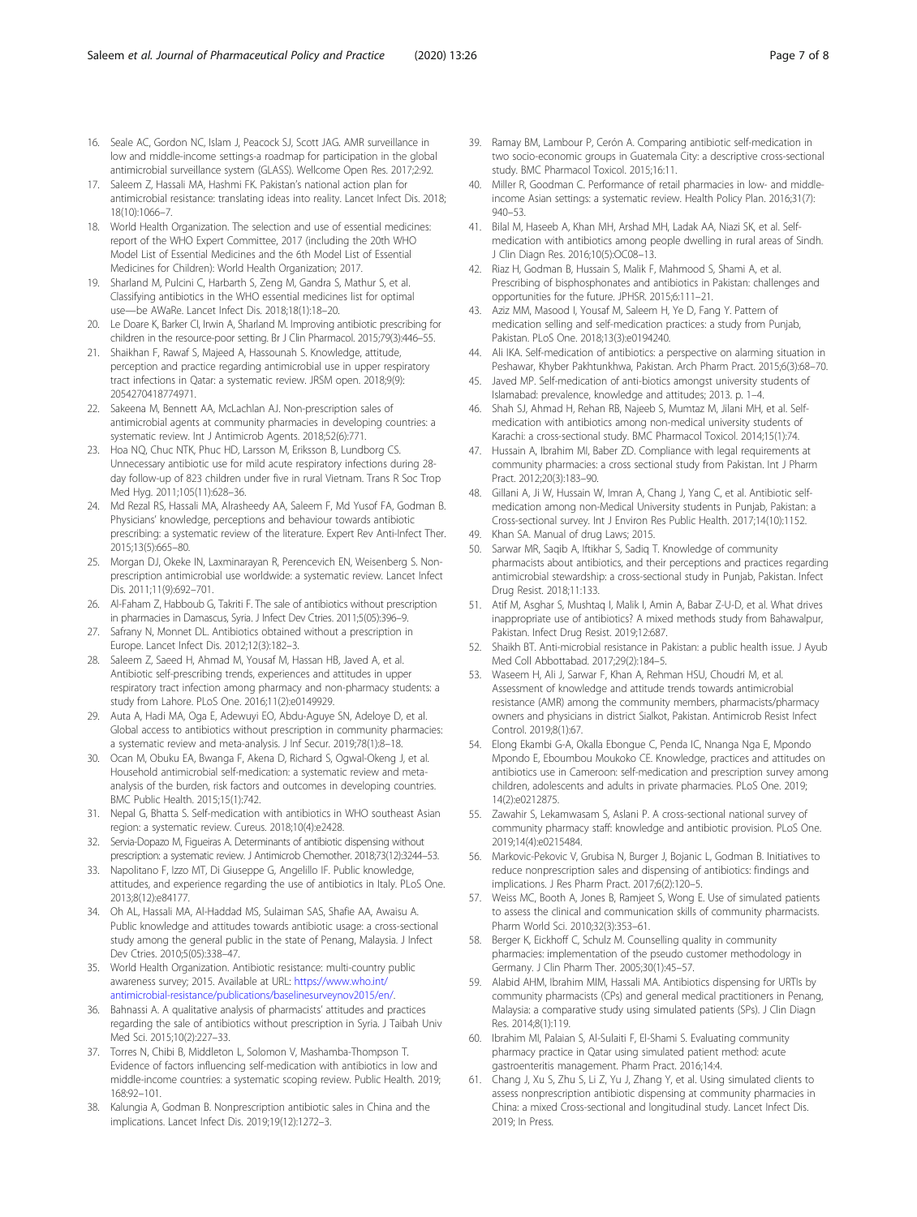16. Seale AC, Gordon NC, Islam J, Peacock SJ, Scott JAG. AMR surveillance in low and middle-income settings-a roadmap for participation in the global antimicrobial surveillance system (GLASS). Wellcome Open Res. 2017;2:92.
17. Saleem Z, Hassali MA, Hashmi FK. Pakistan's national action plan for antimicrobial resistance: translating ideas into reality. Lancet Infect Dis. 2018; 18(10):1066–7.
18. World Health Organization. The selection and use of essential medicines: report of the WHO Expert Committee, 2017 (including the 20th WHO Model List of Essential Medicines and the 6th Model List of Essential Medicines for Children): World Health Organization; 2017.
19. Sharland M, Pulcini C, Harbarth S, Zeng M, Gandra S, Mathur S, et al. Classifying antibiotics in the WHO essential medicines list for optimal use—be AWaRe. Lancet Infect Dis. 2018;18(1):18–20.
20. Le Doare K, Barker CI, Irwin A, Sharland M. Improving antibiotic prescribing for children in the resource-poor setting. Br J Clin Pharmacol. 2015;79(3):446–55.
21. Shaikhan F, Rawaf S, Majeed A, Hassounah S. Knowledge, attitude, perception and practice regarding antimicrobial use in upper respiratory tract infections in Qatar: a systematic review. JRSM open. 2018;9(9): 2054270418774971.
22. Sakeena M, Bennett AA, McLachlan AJ. Non-prescription sales of antimicrobial agents at community pharmacies in developing countries: a systematic review. Int J Antimicrob Agents. 2018;52(6):771.
23. Hoa NQ, Chuc NTK, Phuc HD, Larsson M, Eriksson B, Lundborg CS. Unnecessary antibiotic use for mild acute respiratory infections during 28-day follow-up of 823 children under five in rural Vietnam. Trans R Soc Trop Med Hyg. 2011;105(11):628–36.
24. Md Rezal RS, Hassali MA, Alrasheedy AA, Saleem F, Md Yusof FA, Godman B. Physicians' knowledge, perceptions and behaviour towards antibiotic prescribing: a systematic review of the literature. Expert Rev Anti-Infect Ther. 2015;13(5):665–80.
25. Morgan DJ, Okeke IN, Laxminarayan R, Perencevich EN, Weisenberg S. Non-prescription antimicrobial use worldwide: a systematic review. Lancet Infect Dis. 2011;11(9):692–701.
26. Al-Faham Z, Habboub G, Takriti F. The sale of antibiotics without prescription in pharmacies in Damascus, Syria. J Infect Dev Ctries. 2011;5(05):396–9.
27. Safrany N, Monnet DL. Antibiotics obtained without a prescription in Europe. Lancet Infect Dis. 2012;12(3):182–3.
28. Saleem Z, Saeed H, Ahmad M, Yousaf M, Hassan HB, Javed A, et al. Antibiotic self-prescribing trends, experiences and attitudes in upper respiratory tract infection among pharmacy and non-pharmacy students: a study from Lahore. PLoS One. 2016;11(2):e0149929.
29. Auta A, Hadi MA, Oga E, Adewuyi EO, Abdu-Aguye SN, Adeloye D, et al. Global access to antibiotics without prescription in community pharmacies: a systematic review and meta-analysis. J Inf Secur. 2019;78(1):8–18.
30. Ocan M, Obuku EA, Bwanga F, Akena D, Richard S, Ogwal-Okeng J, et al. Household antimicrobial self-medication: a systematic review and meta-analysis of the burden, risk factors and outcomes in developing countries. BMC Public Health. 2015;15(1):742.
31. Nepal G, Bhatta S. Self-medication with antibiotics in WHO southeast Asian region: a systematic review. Cureus. 2018;10(4):e2428.
32. Servia-Dopazo M, Figueiras A. Determinants of antibiotic dispensing without prescription: a systematic review. J Antimicrob Chemother. 2018;73(12):3244–53.
33. Napolitano F, Izzo MT, Di Giuseppe G, Angelillo IF. Public knowledge, attitudes, and experience regarding the use of antibiotics in Italy. PLoS One. 2013;8(12):e84177.
34. Oh AL, Hassali MA, Al-Haddad MS, Sulaiman SAS, Shafie AA, Awaisu A. Public knowledge and attitudes towards antibiotic usage: a cross-sectional study among the general public in the state of Penang, Malaysia. J Infect Dev Ctries. 2010;5(05):338–47.
35. World Health Organization. Antibiotic resistance: multi-country public awareness survey; 2015. Available at URL: https://www.who.int/antimicrobial-resistance/publications/baselinesurveynov2015/en/.
36. Bahnassi A. A qualitative analysis of pharmacists' attitudes and practices regarding the sale of antibiotics without prescription in Syria. J Taibah Univ Med Sci. 2015;10(2):227–33.
37. Torres N, Chibi B, Middleton L, Solomon V, Mashamba-Thompson T. Evidence of factors influencing self-medication with antibiotics in low and middle-income countries: a systematic scoping review. Public Health. 2019; 168:92–101.
38. Kalungia A, Godman B. Nonprescription antibiotic sales in China and the implications. Lancet Infect Dis. 2019;19(12):1272–3.
39. Ramay BM, Lambour P, Cerón A. Comparing antibiotic self-medication in two socio-economic groups in Guatemala City: a descriptive cross-sectional study. BMC Pharmacol Toxicol. 2015;16:11.
40. Miller R, Goodman C. Performance of retail pharmacies in low- and middle-income Asian settings: a systematic review. Health Policy Plan. 2016;31(7): 940–53.
41. Bilal M, Haseeb A, Khan MH, Arshad MH, Ladak AA, Niazi SK, et al. Self-medication with antibiotics among people dwelling in rural areas of Sindh. J Clin Diagn Res. 2016;10(5):OC08–13.
42. Riaz H, Godman B, Hussain S, Malik F, Mahmood S, Shami A, et al. Prescribing of bisphosphonates and antibiotics in Pakistan: challenges and opportunities for the future. JPHSR. 2015;6:111–21.
43. Aziz MM, Masood I, Yousaf M, Saleem H, Ye D, Fang Y. Pattern of medication selling and self-medication practices: a study from Punjab, Pakistan. PLoS One. 2018;13(3):e0194240.
44. Ali IKA. Self-medication of antibiotics: a perspective on alarming situation in Peshawar, Khyber Pakhtunkhwa, Pakistan. Arch Pharm Pract. 2015;6(3):68–70.
45. Javed MP. Self-medication of anti-biotics amongst university students of Islamabad: prevalence, knowledge and attitudes; 2013. p. 1–4.
46. Shah SJ, Ahmad H, Rehan RB, Najeeb S, Mumtaz M, Jilani MH, et al. Self-medication with antibiotics among non-medical university students of Karachi: a cross-sectional study. BMC Pharmacol Toxicol. 2014;15(1):74.
47. Hussain A, Ibrahim MI, Baber ZD. Compliance with legal requirements at community pharmacies: a cross sectional study from Pakistan. Int J Pharm Pract. 2012;20(3):183–90.
48. Gillani A, Ji W, Hussain W, Imran A, Chang J, Yang C, et al. Antibiotic self-medication among non-Medical University students in Punjab, Pakistan: a Cross-sectional survey. Int J Environ Res Public Health. 2017;14(10):1152.
49. Khan SA. Manual of drug Laws; 2015.
50. Sarwar MR, Saqib A, Iftikhar S, Sadiq T. Knowledge of community pharmacists about antibiotics, and their perceptions and practices regarding antimicrobial stewardship: a cross-sectional study in Punjab, Pakistan. Infect Drug Resist. 2018;11:133.
51. Atif M, Asghar S, Mushtaq I, Malik I, Amin A, Babar Z-U-D, et al. What drives inappropriate use of antibiotics? A mixed methods study from Bahawalpur, Pakistan. Infect Drug Resist. 2019;12:687.
52. Shaikh BT. Anti-microbial resistance in Pakistan: a public health issue. J Ayub Med Coll Abbottabad. 2017;29(2):184–5.
53. Waseem H, Ali J, Sarwar F, Khan A, Rehman HSU, Choudri M, et al. Assessment of knowledge and attitude trends towards antimicrobial resistance (AMR) among the community members, pharmacists/pharmacy owners and physicians in district Sialkot, Pakistan. Antimicrob Resist Infect Control. 2019;8(1):67.
54. Elong Ekambi G-A, Okalla Ebongue C, Penda IC, Nnanga Nga E, Mpondo Mpondo E, Eboumbou Moukoko CE. Knowledge, practices and attitudes on antibiotics use in Cameroon: self-medication and prescription survey among children, adolescents and adults in private pharmacies. PLoS One. 2019; 14(2):e0212875.
55. Zawahir S, Lekamwasam S, Aslani P. A cross-sectional national survey of community pharmacy staff: knowledge and antibiotic provision. PLoS One. 2019;14(4):e0215484.
56. Markovic-Pekovic V, Grubisa N, Burger J, Bojanic L, Godman B. Initiatives to reduce nonprescription sales and dispensing of antibiotics: findings and implications. J Res Pharm Pract. 2017;6(2):120–5.
57. Weiss MC, Booth A, Jones B, Ramjeet S, Wong E. Use of simulated patients to assess the clinical and communication skills of community pharmacists. Pharm World Sci. 2010;32(3):353–61.
58. Berger K, Eickhoff C, Schulz M. Counselling quality in community pharmacies: implementation of the pseudo customer methodology in Germany. J Clin Pharm Ther. 2005;30(1):45–57.
59. Alabid AHM, Ibrahim MIM, Hassali MA. Antibiotics dispensing for URTIs by community pharmacists (CPs) and general medical practitioners in Penang, Malaysia: a comparative study using simulated patients (SPs). J Clin Diagn Res. 2014;8(1):119.
60. Ibrahim MI, Palaian S, Al-Sulaiti F, El-Shami S. Evaluating community pharmacy practice in Qatar using simulated patient method: acute gastroenteritis management. Pharm Pract. 2016;14:4.
61. Chang J, Xu S, Zhu S, Li Z, Yu J, Zhang Y, et al. Using simulated clients to assess nonprescription antibiotic dispensing at community pharmacies in China: a mixed Cross-sectional and longitudinal study. Lancet Infect Dis. 2019; In Press.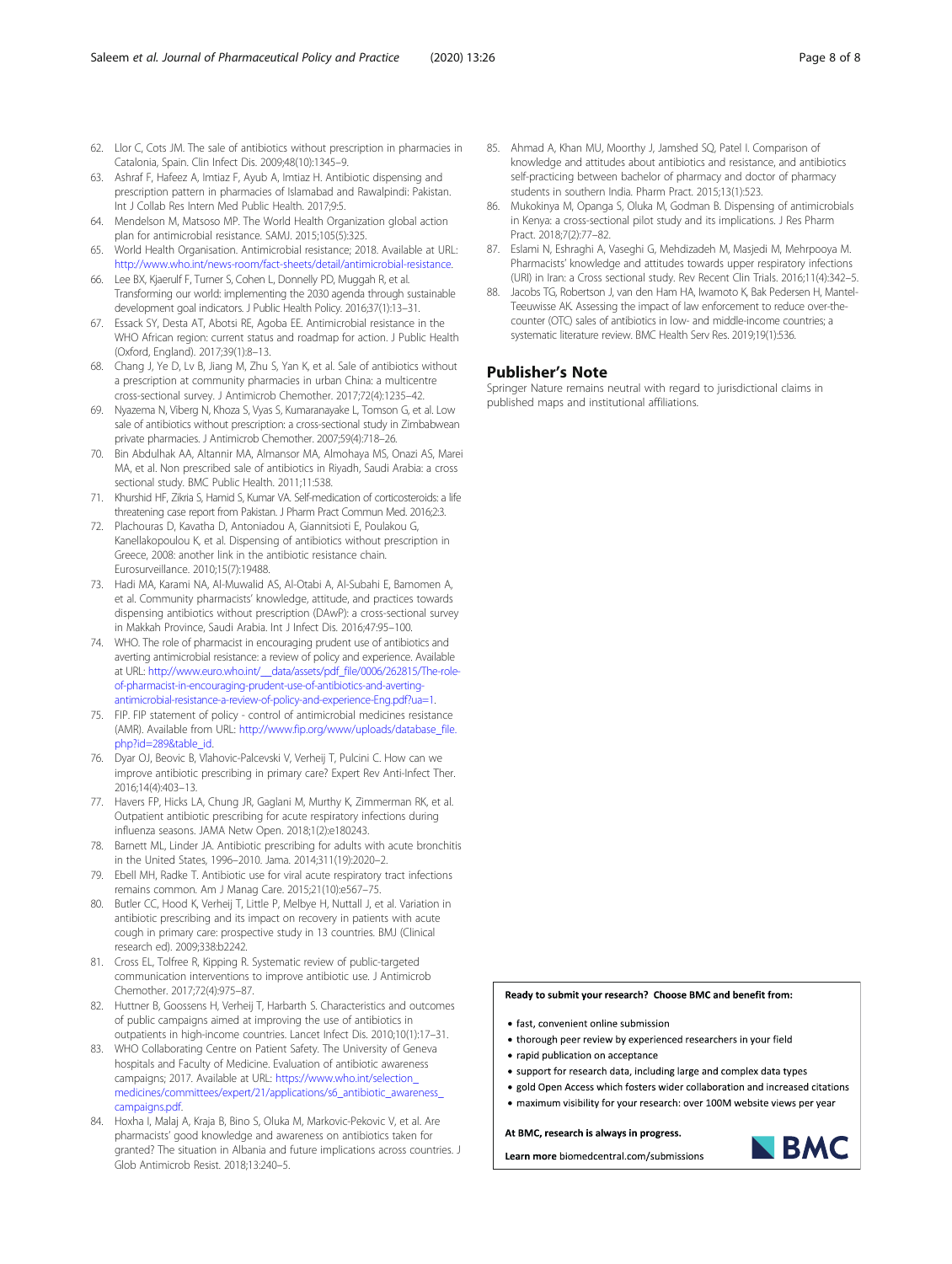62. Llor C, Cots JM. The sale of antibiotics without prescription in pharmacies in Catalonia, Spain. Clin Infect Dis. 2009;48(10):1345–9.
63. Ashraf F, Hafeez A, Imtiaz F, Ayub A, Imtiaz H. Antibiotic dispensing and prescription pattern in pharmacies of Islamabad and Rawalpindi: Pakistan. Int J Collab Res Intern Med Public Health. 2017;9:5.
64. Mendelson M, Matsoso MP. The World Health Organization global action plan for antimicrobial resistance. SAMJ. 2015;105(5):325.
65. World Health Organisation. Antimicrobial resistance; 2018. Available at URL: http://www.who.int/news-room/fact-sheets/detail/antimicrobial-resistance.
66. Lee BX, Kjaerulf F, Turner S, Cohen L, Donnelly PD, Muggah R, et al. Transforming our world: implementing the 2030 agenda through sustainable development goal indicators. J Public Health Policy. 2016;37(1):13–31.
67. Essack SY, Desta AT, Abotsi RE, Agoba EE. Antimicrobial resistance in the WHO African region: current status and roadmap for action. J Public Health (Oxford, England). 2017;39(1):8–13.
68. Chang J, Ye D, Lv B, Jiang M, Zhu S, Yan K, et al. Sale of antibiotics without a prescription at community pharmacies in urban China: a multicentre cross-sectional survey. J Antimicrob Chemother. 2017;72(4):1235–42.
69. Nyazema N, Viberg N, Khoza S, Vyas S, Kumaranayake L, Tomson G, et al. Low sale of antibiotics without prescription: a cross-sectional study in Zimbabwean private pharmacies. J Antimicrob Chemother. 2007;59(4):718–26.
70. Bin Abdulhak AA, Altannir MA, Almansor MA, Almohaya MS, Onazi AS, Marei MA, et al. Non prescribed sale of antibiotics in Riyadh, Saudi Arabia: a cross sectional study. BMC Public Health. 2011;11:538.
71. Khurshid HF, Zikria S, Hamid S, Kumar VA. Self-medication of corticosteroids: a life threatening case report from Pakistan. J Pharm Pract Commun Med. 2016;2:3.
72. Plachouras D, Kavatha D, Antoniadou A, Giannitsioti E, Poulakou G, Kanellakopoulou K, et al. Dispensing of antibiotics without prescription in Greece, 2008: another link in the antibiotic resistance chain. Eurosurveillance. 2010;15(7):19488.
73. Hadi MA, Karami NA, Al-Muwalid AS, Al-Otabi A, Al-Subahi E, Bamomen A, et al. Community pharmacists' knowledge, attitude, and practices towards dispensing antibiotics without prescription (DAwP): a cross-sectional survey in Makkah Province, Saudi Arabia. Int J Infect Dis. 2016;47:95–100.
74. WHO. The role of pharmacist in encouraging prudent use of antibiotics and averting antimicrobial resistance: a review of policy and experience. Available at URL: http://www.euro.who.int/__data/assets/pdf_file/0006/262815/The-role-of-pharmacist-in-encouraging-prudent-use-of-antibiotics-and-averting-antimicrobial-resistance-a-review-of-policy-and-experience-Eng.pdf?ua=1.
75. FIP. FIP statement of policy - control of antimicrobial medicines resistance (AMR). Available from URL: http://www.fip.org/www/uploads/database_file.php?id=289&table_id.
76. Dyar OJ, Beovic B, Vlahovic-Palcevski V, Verheij T, Pulcini C. How can we improve antibiotic prescribing in primary care? Expert Rev Anti-Infect Ther. 2016;14(4):403–13.
77. Havers FP, Hicks LA, Chung JR, Gaglani M, Murthy K, Zimmerman RK, et al. Outpatient antibiotic prescribing for acute respiratory infections during influenza seasons. JAMA Netw Open. 2018;1(2):e180243.
78. Barnett ML, Linder JA. Antibiotic prescribing for adults with acute bronchitis in the United States, 1996–2010. Jama. 2014;311(19):2020–2.
79. Ebell MH, Radke T. Antibiotic use for viral acute respiratory tract infections remains common. Am J Manag Care. 2015;21(10):e567–75.
80. Butler CC, Hood K, Verheij T, Little P, Melbye H, Nuttall J, et al. Variation in antibiotic prescribing and its impact on recovery in patients with acute cough in primary care: prospective study in 13 countries. BMJ (Clinical research ed). 2009;338:b2242.
81. Cross EL, Tolfree R, Kipping R. Systematic review of public-targeted communication interventions to improve antibiotic use. J Antimicrob Chemother. 2017;72(4):975–87.
82. Huttner B, Goossens H, Verheij T, Harbarth S. Characteristics and outcomes of public campaigns aimed at improving the use of antibiotics in outpatients in high-income countries. Lancet Infect Dis. 2010;10(1):17–31.
83. WHO Collaborating Centre on Patient Safety. The University of Geneva hospitals and Faculty of Medicine. Evaluation of antibiotic awareness campaigns; 2017. Available at URL: https://www.who.int/selection_medicines/committees/expert/21/applications/s6_antibiotic_awareness_campaigns.pdf.
84. Hoxha I, Malaj A, Kraja B, Bino S, Oluka M, Markovic-Pekovic V, et al. Are pharmacists' good knowledge and awareness on antibiotics taken for granted? The situation in Albania and future implications across countries. J Glob Antimicrob Resist. 2018;13:240–5.
85. Ahmad A, Khan MU, Moorthy J, Jamshed SQ, Patel I. Comparison of knowledge and attitudes about antibiotics and resistance, and antibiotics self-practicing between bachelor of pharmacy and doctor of pharmacy students in southern India. Pharm Pract. 2015;13(1):523.
86. Mukokinya M, Opanga S, Oluka M, Godman B. Dispensing of antimicrobials in Kenya: a cross-sectional pilot study and its implications. J Res Pharm Pract. 2018;7(2):77–82.
87. Eslami N, Eshraghi A, Vaseghi G, Mehdizadeh M, Masjedi M, Mehrpooya M. Pharmacists' knowledge and attitudes towards upper respiratory infections (URI) in Iran: a Cross sectional study. Rev Recent Clin Trials. 2016;11(4):342–5.
88. Jacobs TG, Robertson J, van den Ham HA, Iwamoto K, Bak Pedersen H, Mantel-Teeuwisse AK. Assessing the impact of law enforcement to reduce over-the-counter (OTC) sales of antibiotics in low- and middle-income countries; a systematic literature review. BMC Health Serv Res. 2019;19(1):536.

## Publisher's Note

Springer Nature remains neutral with regard to jurisdictional claims in published maps and institutional affiliations.

**Ready to submit your research? Choose BMC and benefit from:**

- fast, convenient online submission
- thorough peer review by experienced researchers in your field
- rapid publication on acceptance
- support for research data, including large and complex data types
- gold Open Access which fosters wider collaboration and increased citations
- maximum visibility for your research: over 100M website views per year

**At BMC, research is always in progress.**

**Learn more** biomedcentral.com/submissions

BMC